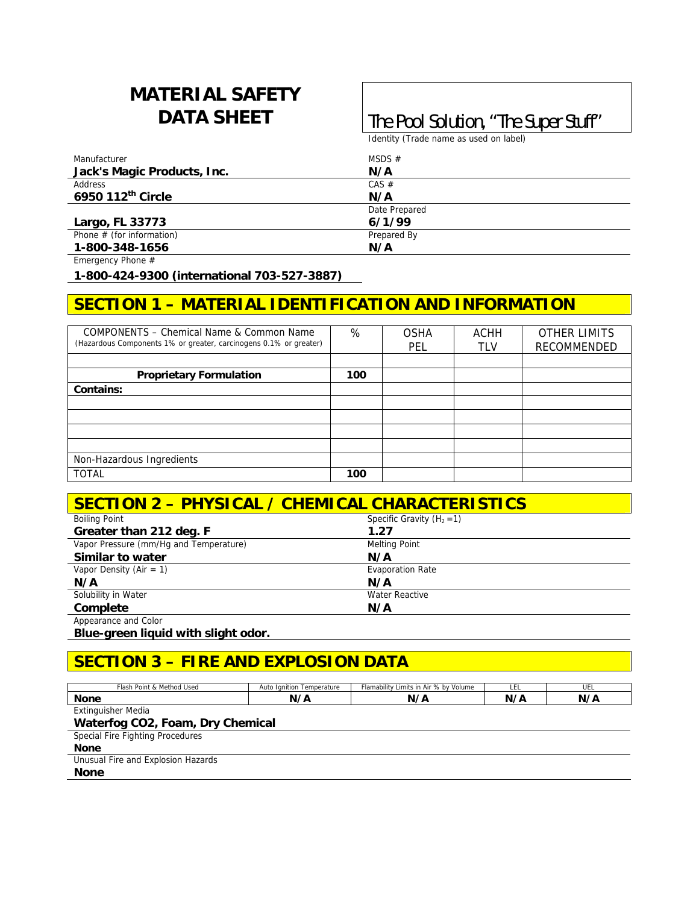# MATERIAL SAFETY DATA SHEET

**The Pool Solution, "The Super Stuff"**

Identity (Trade name as used on label)

| Manufacturer | MSDS # |
|---|---|
| **Jack's Magic Products, Inc.** | **N/A** |
| Address | CAS # |
| **6950 112th Circle** | **N/A** |
| | Date Prepared |
| **Largo, FL 33773** | **6/1/99** |
| Phone # (for information) | Prepared By |
| **1-800-348-1656** | **N/A** |

Emergency Phone #

**1-800-424-9300 (international 703-527-3887)**

## SECTION 1 – MATERIAL IDENTIFICATION AND INFORMATION

| COMPONENTS – Chemical Name & Common Name (Hazardous Components 1% or greater, carcinogens 0.1% or greater) | % | OSHA PEL | ACHH TLV | OTHER LIMITS RECOMMENDED |
|---|---|---|---|---|
| | | | | |
| **Proprietary Formulation** | **100** | | | |
| **Contains:** | | | | |
| | | | | |
| | | | | |
| | | | | |
| | | | | |
| Non-Hazardous Ingredients | | | | |
| TOTAL | **100** | | | |

## SECTION 2 – PHYSICAL / CHEMICAL CHARACTERISTICS

| Boiling Point | Specific Gravity ($H_2 = 1$) |
|---|---|
| **Greater than 212 deg. F** | **1.27** |
| Vapor Pressure (mm/Hg and Temperature) | Melting Point |
| **Similar to water** | **N/A** |
| Vapor Density (Air = 1) | Evaporation Rate |
| **N/A** | **N/A** |
| Solubility in Water | Water Reactive |
| **Complete** | **N/A** |

Appearance and Color

**Blue-green liquid with slight odor.**

## SECTION 3 – FIRE AND EXPLOSION DATA

| Flash Point & Method Used | Auto Ignition Temperature | Flamability Limits in Air % by Volume | LEL | UEL |
|---|---|---|---|---|
| **None** | **N/A** | **N/A** | **N/A** | **N/A** |

Extinguisher Media

**Waterfog CO2, Foam, Dry Chemical**

Special Fire Fighting Procedures

**None**

Unusual Fire and Explosion Hazards

**None**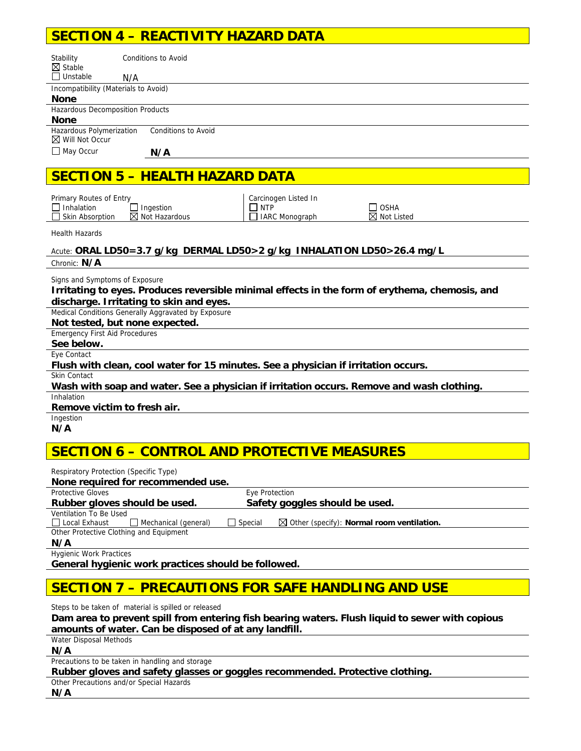## SECTION 4 – REACTIVITY HAZARD DATA

Stability
☒ Stable
☐ Unstable

Conditions to Avoid
N/A

Incompatibility (Materials to Avoid)
**None**

Hazardous Decomposition Products
**None**

Hazardous Polymerization
☒ Will Not Occur
☐ May Occur

Conditions to Avoid
**N/A**

## SECTION 5 – HEALTH HAZARD DATA

Primary Routes of Entry
☐ Inhalation ☐ Ingestion
☐ Skin Absorption ☒ Not Hazardous

Carcinogen Listed In
☐ NTP ☐ OSHA
☐ IARC Monograph ☒ Not Listed

Health Hazards

Acute: **ORAL LD50=3.7 g/kg DERMAL LD50>2 g/kg INHALATION LD50>26.4 mg/L**

Chronic: **N/A**

Signs and Symptoms of Exposure
**Irritating to eyes. Produces reversible minimal effects in the form of erythema, chemosis, and discharge. Irritating to skin and eyes.**

Medical Conditions Generally Aggravated by Exposure
**Not tested, but none expected.**

Emergency First Aid Procedures
**See below.**

Eye Contact
**Flush with clean, cool water for 15 minutes. See a physician if irritation occurs.**

Skin Contact
**Wash with soap and water. See a physician if irritation occurs. Remove and wash clothing.**

Inhalation
**Remove victim to fresh air.**

Ingestion
**N/A**

## SECTION 6 – CONTROL AND PROTECTIVE MEASURES

Respiratory Protection (Specific Type)
**None required for recommended use.**

Protective Gloves
**Rubber gloves should be used.**

Eye Protection
**Safety goggles should be used.**

Ventilation To Be Used
☐ Local Exhaust ☐ Mechanical (general) ☐ Special ☒ Other (specify): **Normal room ventilation.**

Other Protective Clothing and Equipment
**N/A**

Hygienic Work Practices
**General hygienic work practices should be followed.**

## SECTION 7 – PRECAUTIONS FOR SAFE HANDLING AND USE

Steps to be taken of material is spilled or released
**Dam area to prevent spill from entering fish bearing waters. Flush liquid to sewer with copious amounts of water. Can be disposed of at any landfill.**

Water Disposal Methods
**N/A**

Precautions to be taken in handling and storage
**Rubber gloves and safety glasses or goggles recommended. Protective clothing.**

Other Precautions and/or Special Hazards
**N/A**